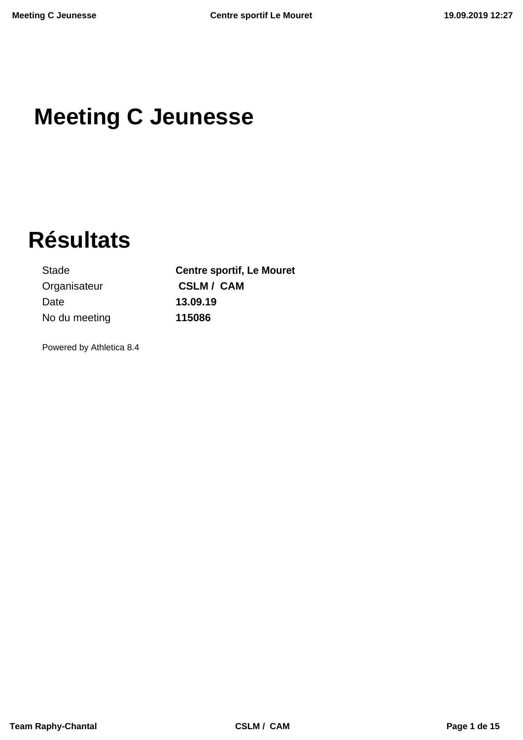# Meeting C Jeunesse

## Résultats

| | |
|---|---|
| Stade | **Centre sportif, Le Mouret** |
| Organisateur | **CSLM / CAM** |
| Date | **13.09.19** |
| No du meeting | **115086** |

Powered by Athletica 8.4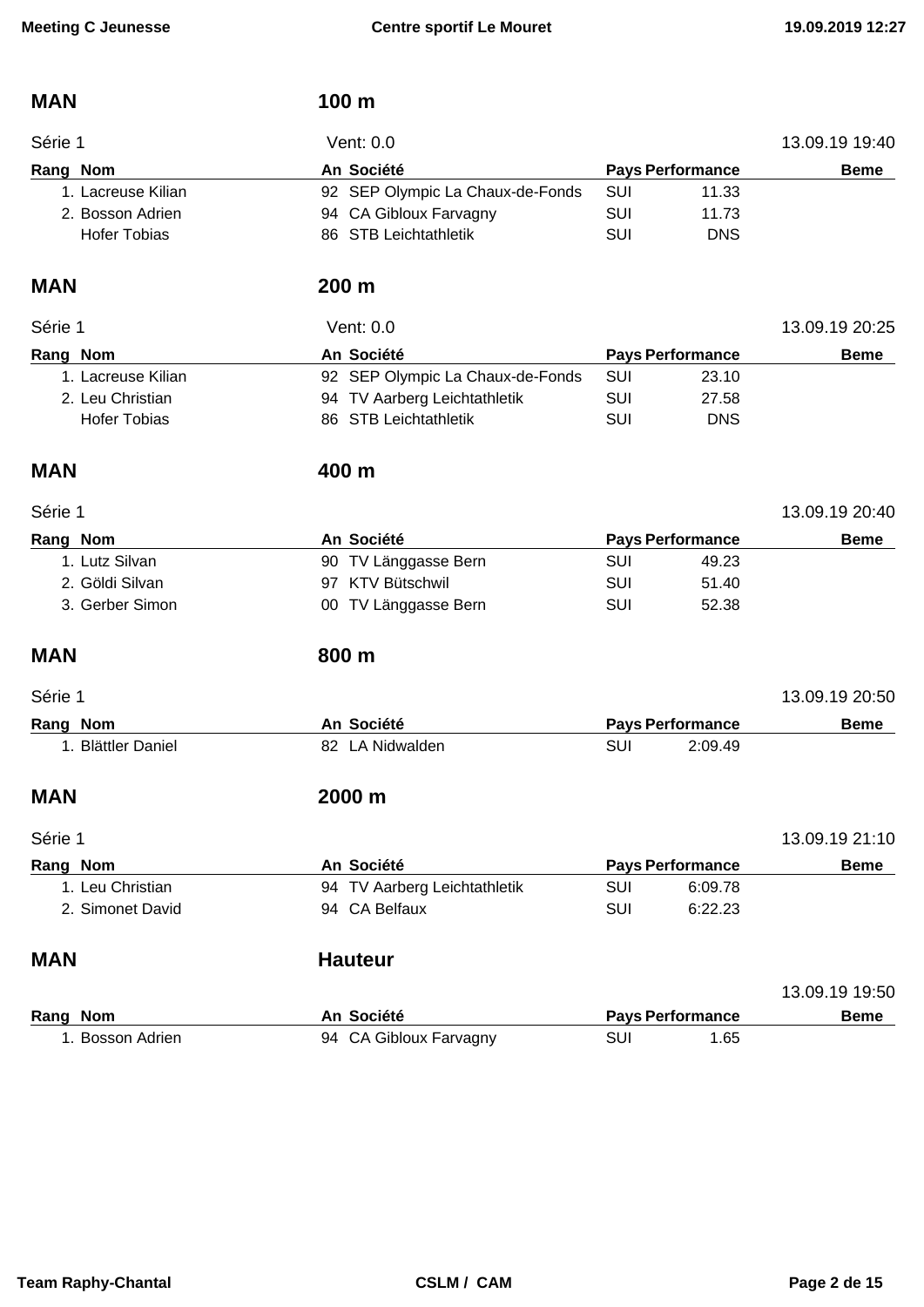## MAN 100 m

Série 1 — Vent: 0.0 — 13.09.19 19:40

| Rang | Nom | An | Société | Pays | Performance | Beme |
|---|---|---|---|---|---|---|
| 1. | Lacreuse Kilian | 92 | SEP Olympic La Chaux-de-Fonds | SUI | 11.33 | |
| 2. | Bosson Adrien | 94 | CA Gibloux Farvagny | SUI | 11.73 | |
| | Hofer Tobias | 86 | STB Leichtathletik | SUI | DNS | |

## MAN 200 m

Série 1 — Vent: 0.0 — 13.09.19 20:25

| Rang | Nom | An | Société | Pays | Performance | Beme |
|---|---|---|---|---|---|---|
| 1. | Lacreuse Kilian | 92 | SEP Olympic La Chaux-de-Fonds | SUI | 23.10 | |
| 2. | Leu Christian | 94 | TV Aarberg Leichtathletik | SUI | 27.58 | |
| | Hofer Tobias | 86 | STB Leichtathletik | SUI | DNS | |

## MAN 400 m

Série 1 — 13.09.19 20:40

| Rang | Nom | An | Société | Pays | Performance | Beme |
|---|---|---|---|---|---|---|
| 1. | Lutz Silvan | 90 | TV Länggasse Bern | SUI | 49.23 | |
| 2. | Göldi Silvan | 97 | KTV Bütschwil | SUI | 51.40 | |
| 3. | Gerber Simon | 00 | TV Länggasse Bern | SUI | 52.38 | |

## MAN 800 m

Série 1 — 13.09.19 20:50

| Rang | Nom | An | Société | Pays | Performance | Beme |
|---|---|---|---|---|---|---|
| 1. | Blättler Daniel | 82 | LA Nidwalden | SUI | 2:09.49 | |

## MAN 2000 m

Série 1 — 13.09.19 21:10

| Rang | Nom | An | Société | Pays | Performance | Beme |
|---|---|---|---|---|---|---|
| 1. | Leu Christian | 94 | TV Aarberg Leichtathletik | SUI | 6:09.78 | |
| 2. | Simonet David | 94 | CA Belfaux | SUI | 6:22.23 | |

## MAN Hauteur

13.09.19 19:50

| Rang | Nom | An | Société | Pays | Performance | Beme |
|---|---|---|---|---|---|---|
| 1. | Bosson Adrien | 94 | CA Gibloux Farvagny | SUI | 1.65 | |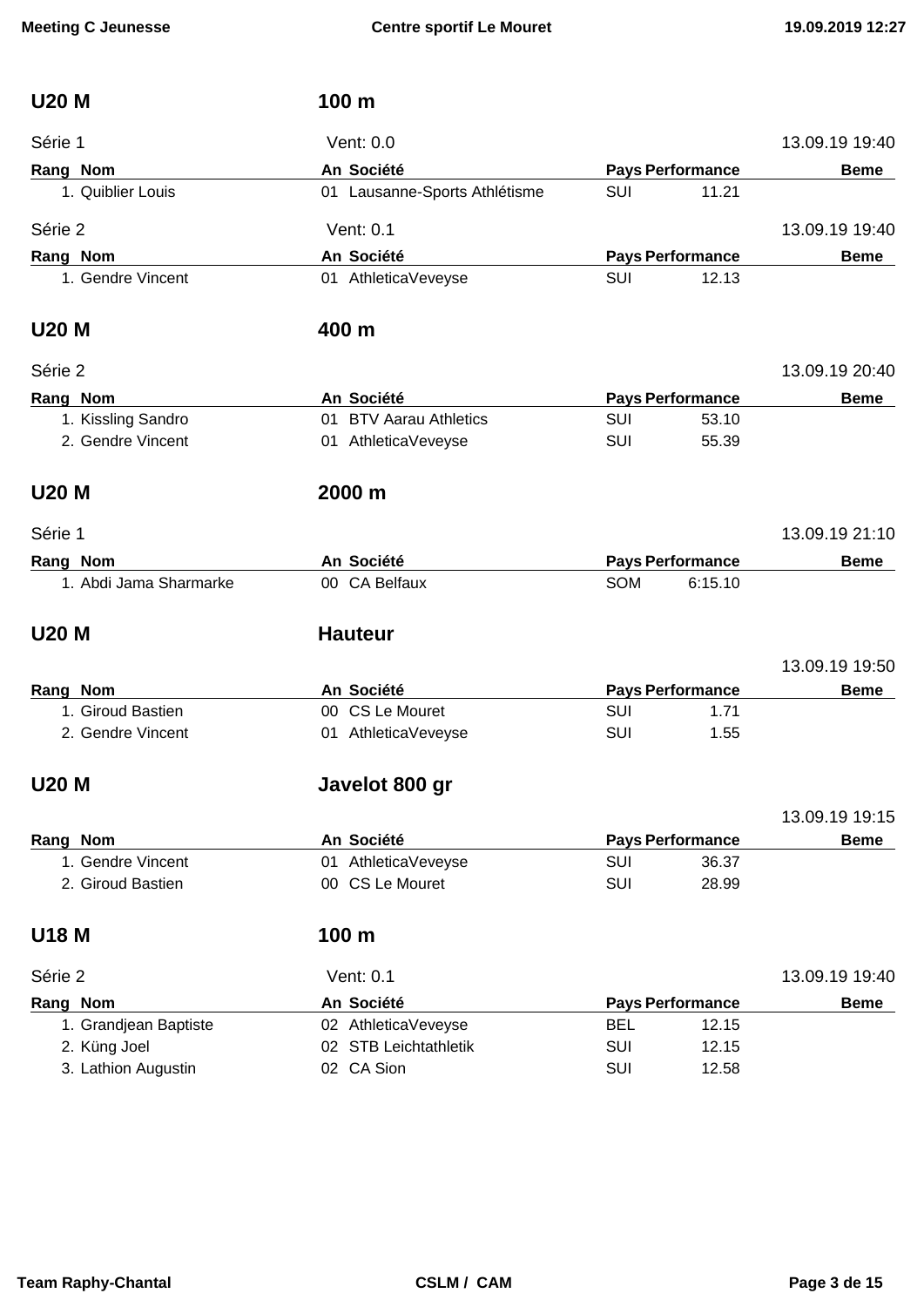## U20 M — 100 m

Série 1 — Vent: 0.0 — 13.09.19 19:40

| Rang | Nom | An | Société | Pays | Performance | Beme |
|---|---|---|---|---|---|---|
| 1. | Quiblier Louis | 01 | Lausanne-Sports Athlétisme | SUI | 11.21 | |

Série 2 — Vent: 0.1 — 13.09.19 19:40

| Rang | Nom | An | Société | Pays | Performance | Beme |
|---|---|---|---|---|---|---|
| 1. | Gendre Vincent | 01 | AthleticaVeveyse | SUI | 12.13 | |

## U20 M — 400 m

Série 2 — 13.09.19 20:40

| Rang | Nom | An | Société | Pays | Performance | Beme |
|---|---|---|---|---|---|---|
| 1. | Kissling Sandro | 01 | BTV Aarau Athletics | SUI | 53.10 | |
| 2. | Gendre Vincent | 01 | AthleticaVeveyse | SUI | 55.39 | |

## U20 M — 2000 m

Série 1 — 13.09.19 21:10

| Rang | Nom | An | Société | Pays | Performance | Beme |
|---|---|---|---|---|---|---|
| 1. | Abdi Jama Sharmarke | 00 | CA Belfaux | SOM | 6:15.10 | |

## U20 M — Hauteur

13.09.19 19:50

| Rang | Nom | An | Société | Pays | Performance | Beme |
|---|---|---|---|---|---|---|
| 1. | Giroud Bastien | 00 | CS Le Mouret | SUI | 1.71 | |
| 2. | Gendre Vincent | 01 | AthleticaVeveyse | SUI | 1.55 | |

## U20 M — Javelot 800 gr

13.09.19 19:15

| Rang | Nom | An | Société | Pays | Performance | Beme |
|---|---|---|---|---|---|---|
| 1. | Gendre Vincent | 01 | AthleticaVeveyse | SUI | 36.37 | |
| 2. | Giroud Bastien | 00 | CS Le Mouret | SUI | 28.99 | |

## U18 M — 100 m

Série 2 — Vent: 0.1 — 13.09.19 19:40

| Rang | Nom | An | Société | Pays | Performance | Beme |
|---|---|---|---|---|---|---|
| 1. | Grandjean Baptiste | 02 | AthleticaVeveyse | BEL | 12.15 | |
| 2. | Küng Joel | 02 | STB Leichtathletik | SUI | 12.15 | |
| 3. | Lathion Augustin | 02 | CA Sion | SUI | 12.58 | |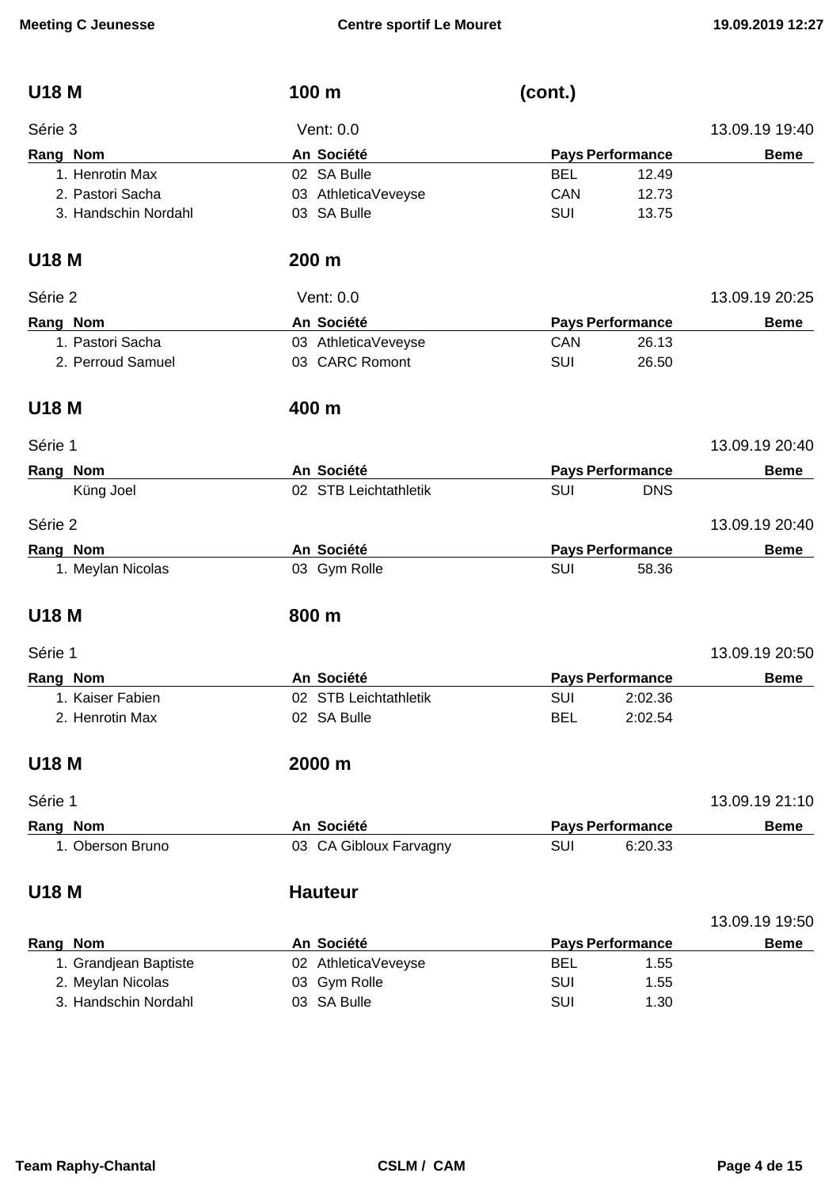## U18 M — 100 m (cont.)

Série 3 — Vent: 0.0 — 13.09.19 19:40

| Rang | Nom | An | Société | Pays | Performance | Beme |
|---|---|---|---|---|---|---|
| 1. | Henrotin Max | 02 | SA Bulle | BEL | 12.49 | |
| 2. | Pastori Sacha | 03 | AthleticaVeveyse | CAN | 12.73 | |
| 3. | Handschin Nordahl | 03 | SA Bulle | SUI | 13.75 | |

## U18 M — 200 m

Série 2 — Vent: 0.0 — 13.09.19 20:25

| Rang | Nom | An | Société | Pays | Performance | Beme |
|---|---|---|---|---|---|---|
| 1. | Pastori Sacha | 03 | AthleticaVeveyse | CAN | 26.13 | |
| 2. | Perroud Samuel | 03 | CARC Romont | SUI | 26.50 | |

## U18 M — 400 m

Série 1 — 13.09.19 20:40

| Rang | Nom | An | Société | Pays | Performance | Beme |
|---|---|---|---|---|---|---|
| | Küng Joel | 02 | STB Leichtathletik | SUI | DNS | |

Série 2 — 13.09.19 20:40

| Rang | Nom | An | Société | Pays | Performance | Beme |
|---|---|---|---|---|---|---|
| 1. | Meylan Nicolas | 03 | Gym Rolle | SUI | 58.36 | |

## U18 M — 800 m

Série 1 — 13.09.19 20:50

| Rang | Nom | An | Société | Pays | Performance | Beme |
|---|---|---|---|---|---|---|
| 1. | Kaiser Fabien | 02 | STB Leichtathletik | SUI | 2:02.36 | |
| 2. | Henrotin Max | 02 | SA Bulle | BEL | 2:02.54 | |

## U18 M — 2000 m

Série 1 — 13.09.19 21:10

| Rang | Nom | An | Société | Pays | Performance | Beme |
|---|---|---|---|---|---|---|
| 1. | Oberson Bruno | 03 | CA Gibloux Farvagny | SUI | 6:20.33 | |

## U18 M — Hauteur

13.09.19 19:50

| Rang | Nom | An | Société | Pays | Performance | Beme |
|---|---|---|---|---|---|---|
| 1. | Grandjean Baptiste | 02 | AthleticaVeveyse | BEL | 1.55 | |
| 2. | Meylan Nicolas | 03 | Gym Rolle | SUI | 1.55 | |
| 3. | Handschin Nordahl | 03 | SA Bulle | SUI | 1.30 | |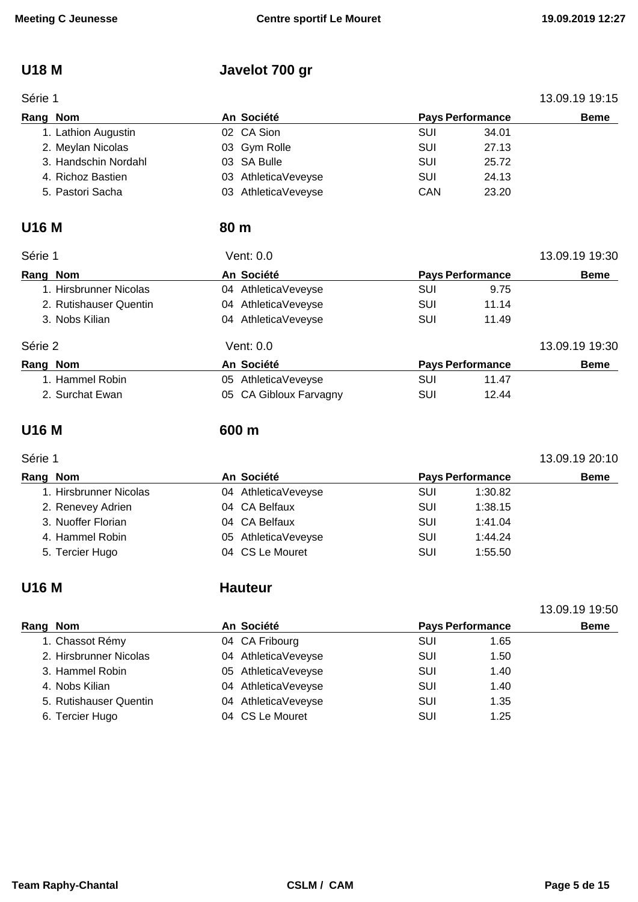## U18 M — Javelot 700 gr

Série 1 — 13.09.19 19:15

| Rang | Nom | An | Société | Pays | Performance | Beme |
|---|---|---|---|---|---|---|
| 1. | Lathion Augustin | 02 | CA Sion | SUI | 34.01 | |
| 2. | Meylan Nicolas | 03 | Gym Rolle | SUI | 27.13 | |
| 3. | Handschin Nordahl | 03 | SA Bulle | SUI | 25.72 | |
| 4. | Richoz Bastien | 03 | AthleticaVeveyse | SUI | 24.13 | |
| 5. | Pastori Sacha | 03 | AthleticaVeveyse | CAN | 23.20 | |

## U16 M — 80 m

Série 1 — Vent: 0.0 — 13.09.19 19:30

| Rang | Nom | An | Société | Pays | Performance | Beme |
|---|---|---|---|---|---|---|
| 1. | Hirsbrunner Nicolas | 04 | AthleticaVeveyse | SUI | 9.75 | |
| 2. | Rutishauser Quentin | 04 | AthleticaVeveyse | SUI | 11.14 | |
| 3. | Nobs Kilian | 04 | AthleticaVeveyse | SUI | 11.49 | |

Série 2 — Vent: 0.0 — 13.09.19 19:30

| Rang | Nom | An | Société | Pays | Performance | Beme |
|---|---|---|---|---|---|---|
| 1. | Hammel Robin | 05 | AthleticaVeveyse | SUI | 11.47 | |
| 2. | Surchat Ewan | 05 | CA Gibloux Farvagny | SUI | 12.44 | |

## U16 M — 600 m

Série 1 — 13.09.19 20:10

| Rang | Nom | An | Société | Pays | Performance | Beme |
|---|---|---|---|---|---|---|
| 1. | Hirsbrunner Nicolas | 04 | AthleticaVeveyse | SUI | 1:30.82 | |
| 2. | Renevey Adrien | 04 | CA Belfaux | SUI | 1:38.15 | |
| 3. | Nuoffer Florian | 04 | CA Belfaux | SUI | 1:41.04 | |
| 4. | Hammel Robin | 05 | AthleticaVeveyse | SUI | 1:44.24 | |
| 5. | Tercier Hugo | 04 | CS Le Mouret | SUI | 1:55.50 | |

## U16 M — Hauteur

13.09.19 19:50

| Rang | Nom | An | Société | Pays | Performance | Beme |
|---|---|---|---|---|---|---|
| 1. | Chassot Rémy | 04 | CA Fribourg | SUI | 1.65 | |
| 2. | Hirsbrunner Nicolas | 04 | AthleticaVeveyse | SUI | 1.50 | |
| 3. | Hammel Robin | 05 | AthleticaVeveyse | SUI | 1.40 | |
| 4. | Nobs Kilian | 04 | AthleticaVeveyse | SUI | 1.40 | |
| 5. | Rutishauser Quentin | 04 | AthleticaVeveyse | SUI | 1.35 | |
| 6. | Tercier Hugo | 04 | CS Le Mouret | SUI | 1.25 | |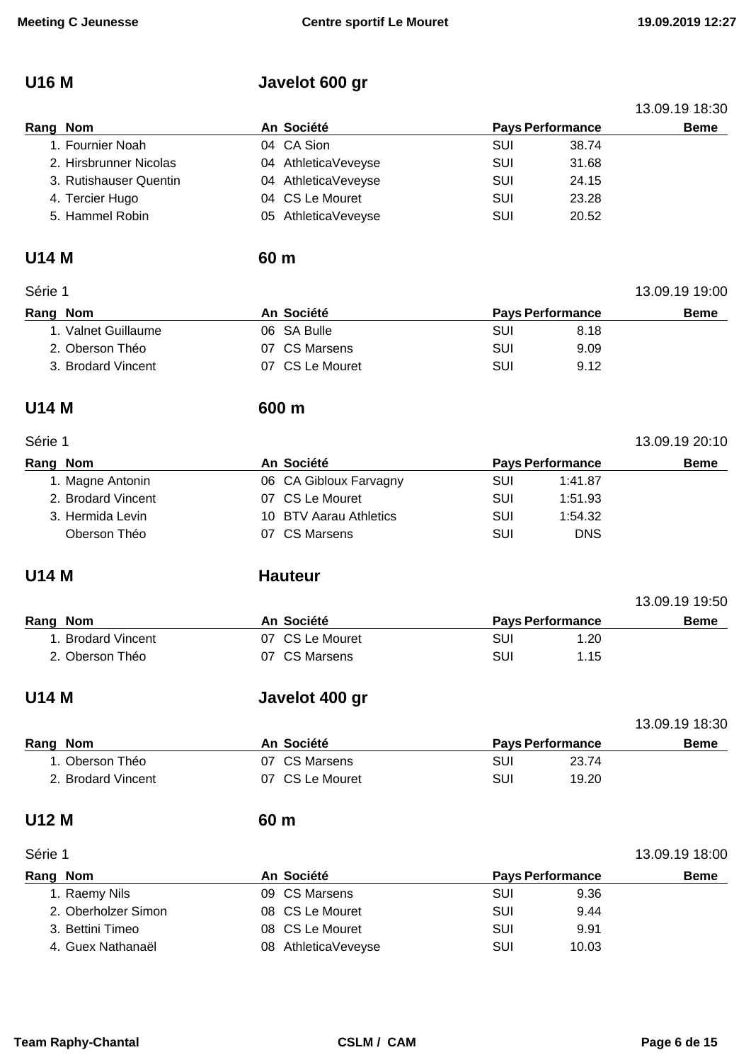## U16 M — Javelot 600 gr

13.09.19 18:30

| Rang | Nom | An | Société | Pays | Performance | Beme |
|---|---|---|---|---|---|---|
| 1. | Fournier Noah | 04 | CA Sion | SUI | 38.74 | |
| 2. | Hirsbrunner Nicolas | 04 | AthleticaVeveyse | SUI | 31.68 | |
| 3. | Rutishauser Quentin | 04 | AthleticaVeveyse | SUI | 24.15 | |
| 4. | Tercier Hugo | 04 | CS Le Mouret | SUI | 23.28 | |
| 5. | Hammel Robin | 05 | AthleticaVeveyse | SUI | 20.52 | |

## U14 M — 60 m

Série 1 — 13.09.19 19:00

| Rang | Nom | An | Société | Pays | Performance | Beme |
|---|---|---|---|---|---|---|
| 1. | Valnet Guillaume | 06 | SA Bulle | SUI | 8.18 | |
| 2. | Oberson Théo | 07 | CS Marsens | SUI | 9.09 | |
| 3. | Brodard Vincent | 07 | CS Le Mouret | SUI | 9.12 | |

## U14 M — 600 m

Série 1 — 13.09.19 20:10

| Rang | Nom | An | Société | Pays | Performance | Beme |
|---|---|---|---|---|---|---|
| 1. | Magne Antonin | 06 | CA Gibloux Farvagny | SUI | 1:41.87 | |
| 2. | Brodard Vincent | 07 | CS Le Mouret | SUI | 1:51.93 | |
| 3. | Hermida Levin | 10 | BTV Aarau Athletics | SUI | 1:54.32 | |
| | Oberson Théo | 07 | CS Marsens | SUI | DNS | |

## U14 M — Hauteur

13.09.19 19:50

| Rang | Nom | An | Société | Pays | Performance | Beme |
|---|---|---|---|---|---|---|
| 1. | Brodard Vincent | 07 | CS Le Mouret | SUI | 1.20 | |
| 2. | Oberson Théo | 07 | CS Marsens | SUI | 1.15 | |

## U14 M — Javelot 400 gr

13.09.19 18:30

| Rang | Nom | An | Société | Pays | Performance | Beme |
|---|---|---|---|---|---|---|
| 1. | Oberson Théo | 07 | CS Marsens | SUI | 23.74 | |
| 2. | Brodard Vincent | 07 | CS Le Mouret | SUI | 19.20 | |

## U12 M — 60 m

Série 1 — 13.09.19 18:00

| Rang | Nom | An | Société | Pays | Performance | Beme |
|---|---|---|---|---|---|---|
| 1. | Raemy Nils | 09 | CS Marsens | SUI | 9.36 | |
| 2. | Oberholzer Simon | 08 | CS Le Mouret | SUI | 9.44 | |
| 3. | Bettini Timeo | 08 | CS Le Mouret | SUI | 9.91 | |
| 4. | Guex Nathanaël | 08 | AthleticaVeveyse | SUI | 10.03 | |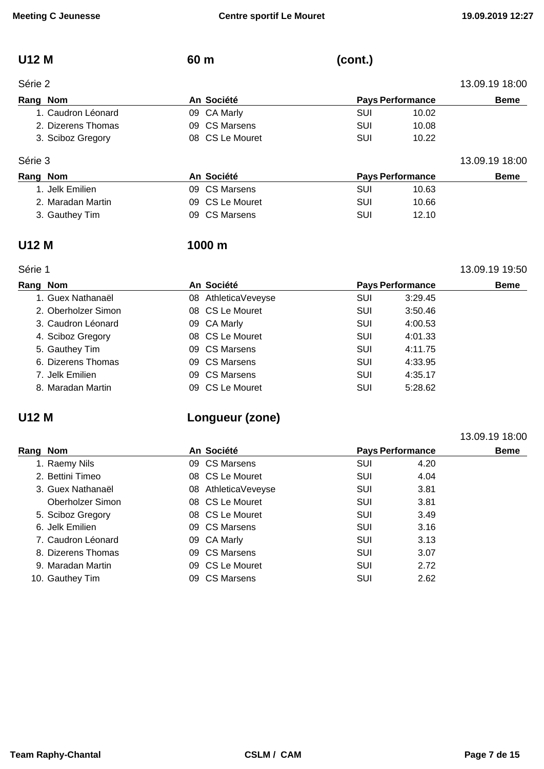## U12 M 60 m (cont.)

Série 2 — 13.09.19 18:00

| Rang | Nom | An | Société | Pays | Performance | Beme |
|---|---|---|---|---|---|---|
| 1. | Caudron Léonard | 09 | CA Marly | SUI | 10.02 | |
| 2. | Dizerens Thomas | 09 | CS Marsens | SUI | 10.08 | |
| 3. | Sciboz Gregory | 08 | CS Le Mouret | SUI | 10.22 | |

Série 3 — 13.09.19 18:00

| Rang | Nom | An | Société | Pays | Performance | Beme |
|---|---|---|---|---|---|---|
| 1. | Jelk Emilien | 09 | CS Marsens | SUI | 10.63 | |
| 2. | Maradan Martin | 09 | CS Le Mouret | SUI | 10.66 | |
| 3. | Gauthey Tim | 09 | CS Marsens | SUI | 12.10 | |

## U12 M 1000 m

Série 1 — 13.09.19 19:50

| Rang | Nom | An | Société | Pays | Performance | Beme |
|---|---|---|---|---|---|---|
| 1. | Guex Nathanaël | 08 | AthleticaVeveyse | SUI | 3:29.45 | |
| 2. | Oberholzer Simon | 08 | CS Le Mouret | SUI | 3:50.46 | |
| 3. | Caudron Léonard | 09 | CA Marly | SUI | 4:00.53 | |
| 4. | Sciboz Gregory | 08 | CS Le Mouret | SUI | 4:01.33 | |
| 5. | Gauthey Tim | 09 | CS Marsens | SUI | 4:11.75 | |
| 6. | Dizerens Thomas | 09 | CS Marsens | SUI | 4:33.95 | |
| 7. | Jelk Emilien | 09 | CS Marsens | SUI | 4:35.17 | |
| 8. | Maradan Martin | 09 | CS Le Mouret | SUI | 5:28.62 | |

## U12 M Longueur (zone)

13.09.19 18:00

| Rang | Nom | An | Société | Pays | Performance | Beme |
|---|---|---|---|---|---|---|
| 1. | Raemy Nils | 09 | CS Marsens | SUI | 4.20 | |
| 2. | Bettini Timeo | 08 | CS Le Mouret | SUI | 4.04 | |
| 3. | Guex Nathanaël | 08 | AthleticaVeveyse | SUI | 3.81 | |
| | Oberholzer Simon | 08 | CS Le Mouret | SUI | 3.81 | |
| 5. | Sciboz Gregory | 08 | CS Le Mouret | SUI | 3.49 | |
| 6. | Jelk Emilien | 09 | CS Marsens | SUI | 3.16 | |
| 7. | Caudron Léonard | 09 | CA Marly | SUI | 3.13 | |
| 8. | Dizerens Thomas | 09 | CS Marsens | SUI | 3.07 | |
| 9. | Maradan Martin | 09 | CS Le Mouret | SUI | 2.72 | |
| 10. | Gauthey Tim | 09 | CS Marsens | SUI | 2.62 | |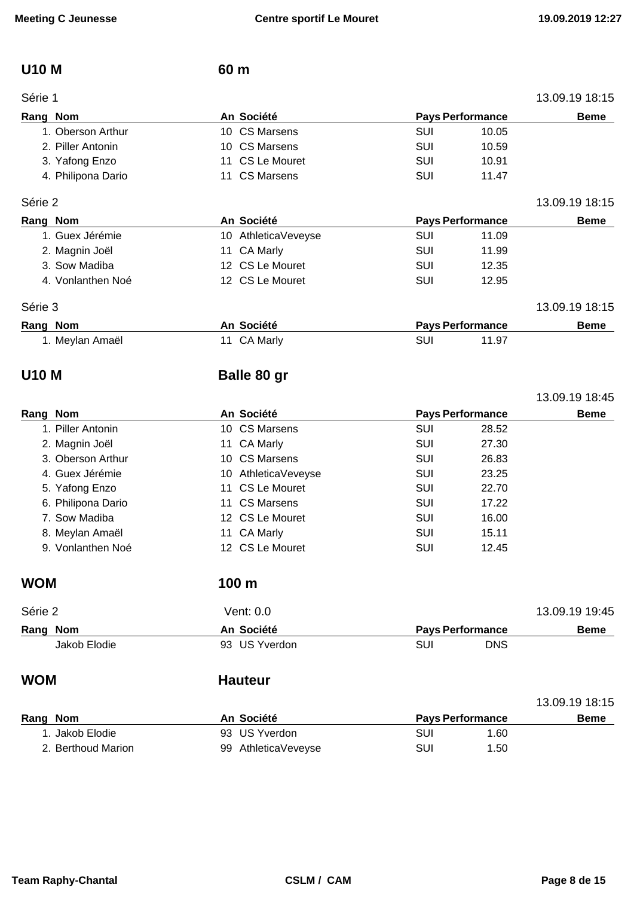## U10 M — 60 m

Série 1 — 13.09.19 18:15

| Rang | Nom | An | Société | Pays | Performance | Beme |
|---|---|---|---|---|---|---|
| 1. | Oberson Arthur | 10 | CS Marsens | SUI | 10.05 | |
| 2. | Piller Antonin | 10 | CS Marsens | SUI | 10.59 | |
| 3. | Yafong Enzo | 11 | CS Le Mouret | SUI | 10.91 | |
| 4. | Philipona Dario | 11 | CS Marsens | SUI | 11.47 | |

Série 2 — 13.09.19 18:15

| Rang | Nom | An | Société | Pays | Performance | Beme |
|---|---|---|---|---|---|---|
| 1. | Guex Jérémie | 10 | AthleticaVeveyse | SUI | 11.09 | |
| 2. | Magnin Joël | 11 | CA Marly | SUI | 11.99 | |
| 3. | Sow Madiba | 12 | CS Le Mouret | SUI | 12.35 | |
| 4. | Vonlanthen Noé | 12 | CS Le Mouret | SUI | 12.95 | |

Série 3 — 13.09.19 18:15

| Rang | Nom | An | Société | Pays | Performance | Beme |
|---|---|---|---|---|---|---|
| 1. | Meylan Amaël | 11 | CA Marly | SUI | 11.97 | |

## U10 M — Balle 80 gr

13.09.19 18:45

| Rang | Nom | An | Société | Pays | Performance | Beme |
|---|---|---|---|---|---|---|
| 1. | Piller Antonin | 10 | CS Marsens | SUI | 28.52 | |
| 2. | Magnin Joël | 11 | CA Marly | SUI | 27.30 | |
| 3. | Oberson Arthur | 10 | CS Marsens | SUI | 26.83 | |
| 4. | Guex Jérémie | 10 | AthleticaVeveyse | SUI | 23.25 | |
| 5. | Yafong Enzo | 11 | CS Le Mouret | SUI | 22.70 | |
| 6. | Philipona Dario | 11 | CS Marsens | SUI | 17.22 | |
| 7. | Sow Madiba | 12 | CS Le Mouret | SUI | 16.00 | |
| 8. | Meylan Amaël | 11 | CA Marly | SUI | 15.11 | |
| 9. | Vonlanthen Noé | 12 | CS Le Mouret | SUI | 12.45 | |

## WOM — 100 m

Série 2 — Vent: 0.0 — 13.09.19 19:45

| Rang | Nom | An | Société | Pays | Performance | Beme |
|---|---|---|---|---|---|---|
| | Jakob Elodie | 93 | US Yverdon | SUI | DNS | |

## WOM — Hauteur

13.09.19 18:15

| Rang | Nom | An | Société | Pays | Performance | Beme |
|---|---|---|---|---|---|---|
| 1. | Jakob Elodie | 93 | US Yverdon | SUI | 1.60 | |
| 2. | Berthoud Marion | 99 | AthleticaVeveyse | SUI | 1.50 | |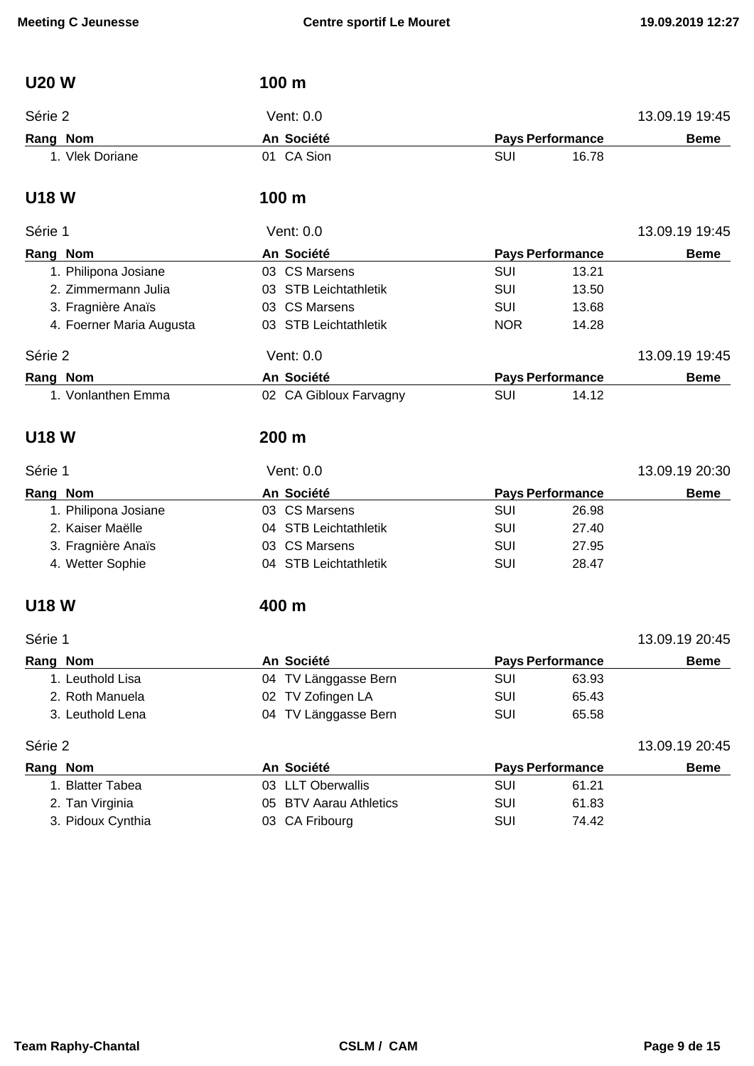## U20 W — 100 m

Série 2 — Vent: 0.0 — 13.09.19 19:45

| Rang | Nom | An | Société | Pays | Performance | Beme |
|---|---|---|---|---|---|---|
| 1. | Vlek Doriane | 01 | CA Sion | SUI | 16.78 | |

## U18 W — 100 m

Série 1 — Vent: 0.0 — 13.09.19 19:45

| Rang | Nom | An | Société | Pays | Performance | Beme |
|---|---|---|---|---|---|---|
| 1. | Philipona Josiane | 03 | CS Marsens | SUI | 13.21 | |
| 2. | Zimmermann Julia | 03 | STB Leichtathletik | SUI | 13.50 | |
| 3. | Fragnière Anaïs | 03 | CS Marsens | SUI | 13.68 | |
| 4. | Foerner Maria Augusta | 03 | STB Leichtathletik | NOR | 14.28 | |

Série 2 — Vent: 0.0 — 13.09.19 19:45

| Rang | Nom | An | Société | Pays | Performance | Beme |
|---|---|---|---|---|---|---|
| 1. | Vonlanthen Emma | 02 | CA Gibloux Farvagny | SUI | 14.12 | |

## U18 W — 200 m

Série 1 — Vent: 0.0 — 13.09.19 20:30

| Rang | Nom | An | Société | Pays | Performance | Beme |
|---|---|---|---|---|---|---|
| 1. | Philipona Josiane | 03 | CS Marsens | SUI | 26.98 | |
| 2. | Kaiser Maëlle | 04 | STB Leichtathletik | SUI | 27.40 | |
| 3. | Fragnière Anaïs | 03 | CS Marsens | SUI | 27.95 | |
| 4. | Wetter Sophie | 04 | STB Leichtathletik | SUI | 28.47 | |

## U18 W — 400 m

Série 1 — 13.09.19 20:45

| Rang | Nom | An | Société | Pays | Performance | Beme |
|---|---|---|---|---|---|---|
| 1. | Leuthold Lisa | 04 | TV Länggasse Bern | SUI | 63.93 | |
| 2. | Roth Manuela | 02 | TV Zofingen LA | SUI | 65.43 | |
| 3. | Leuthold Lena | 04 | TV Länggasse Bern | SUI | 65.58 | |

Série 2 — 13.09.19 20:45

| Rang | Nom | An | Société | Pays | Performance | Beme |
|---|---|---|---|---|---|---|
| 1. | Blatter Tabea | 03 | LLT Oberwallis | SUI | 61.21 | |
| 2. | Tan Virginia | 05 | BTV Aarau Athletics | SUI | 61.83 | |
| 3. | Pidoux Cynthia | 03 | CA Fribourg | SUI | 74.42 | |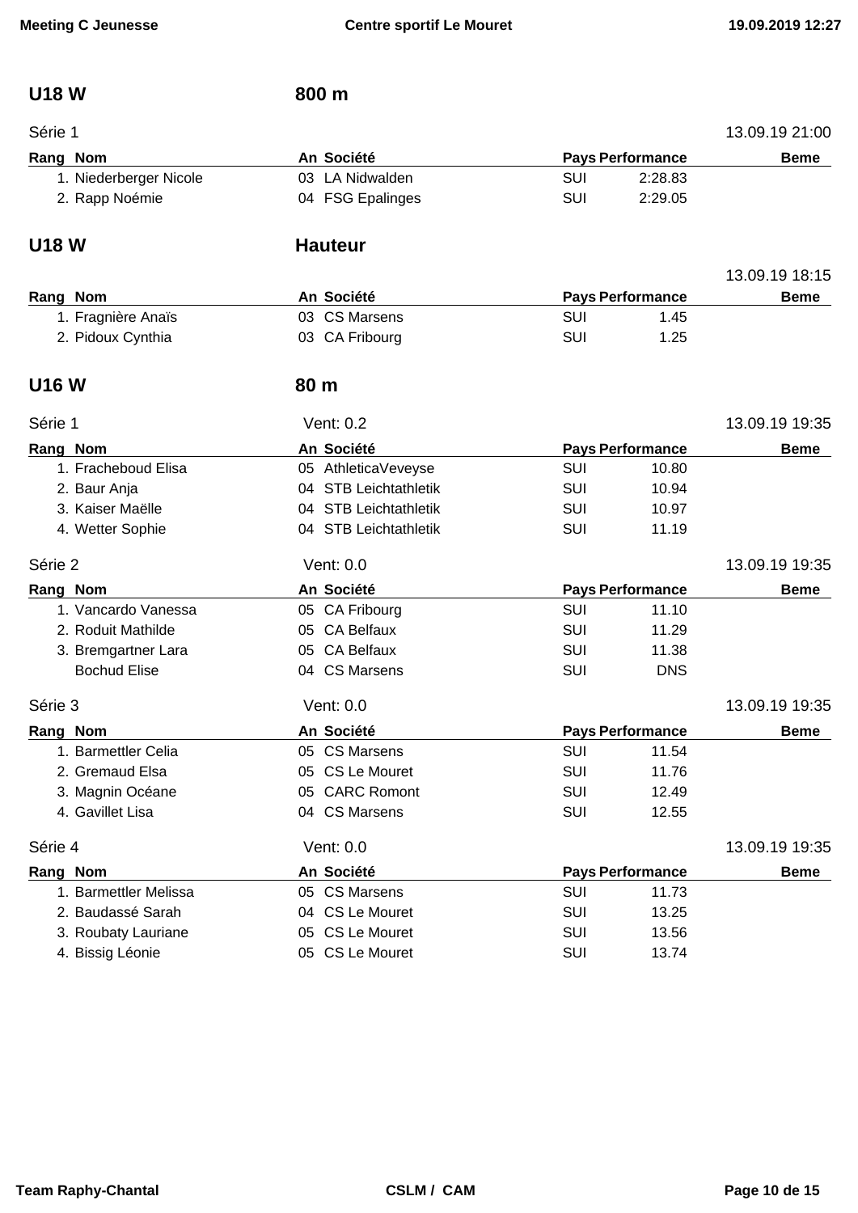## U18 W — 800 m

Série 1 — 13.09.19 21:00

| Rang | Nom | An | Société | Pays | Performance | Beme |
|---|---|---|---|---|---|---|
| 1. | Niederberger Nicole | 03 | LA Nidwalden | SUI | 2:28.83 | |
| 2. | Rapp Noémie | 04 | FSG Epalinges | SUI | 2:29.05 | |

## U18 W — Hauteur

13.09.19 18:15

| Rang | Nom | An | Société | Pays | Performance | Beme |
|---|---|---|---|---|---|---|
| 1. | Fragnière Anaïs | 03 | CS Marsens | SUI | 1.45 | |
| 2. | Pidoux Cynthia | 03 | CA Fribourg | SUI | 1.25 | |

## U16 W — 80 m

Série 1 — Vent: 0.2 — 13.09.19 19:35

| Rang | Nom | An | Société | Pays | Performance | Beme |
|---|---|---|---|---|---|---|
| 1. | Fracheboud Elisa | 05 | AthleticaVeveyse | SUI | 10.80 | |
| 2. | Baur Anja | 04 | STB Leichtathletik | SUI | 10.94 | |
| 3. | Kaiser Maëlle | 04 | STB Leichtathletik | SUI | 10.97 | |
| 4. | Wetter Sophie | 04 | STB Leichtathletik | SUI | 11.19 | |

Série 2 — Vent: 0.0 — 13.09.19 19:35

| Rang | Nom | An | Société | Pays | Performance | Beme |
|---|---|---|---|---|---|---|
| 1. | Vancardo Vanessa | 05 | CA Fribourg | SUI | 11.10 | |
| 2. | Roduit Mathilde | 05 | CA Belfaux | SUI | 11.29 | |
| 3. | Bremgartner Lara | 05 | CA Belfaux | SUI | 11.38 | |
| | Bochud Elise | 04 | CS Marsens | SUI | DNS | |

Série 3 — Vent: 0.0 — 13.09.19 19:35

| Rang | Nom | An | Société | Pays | Performance | Beme |
|---|---|---|---|---|---|---|
| 1. | Barmettler Celia | 05 | CS Marsens | SUI | 11.54 | |
| 2. | Gremaud Elsa | 05 | CS Le Mouret | SUI | 11.76 | |
| 3. | Magnin Océane | 05 | CARC Romont | SUI | 12.49 | |
| 4. | Gavillet Lisa | 04 | CS Marsens | SUI | 12.55 | |

Série 4 — Vent: 0.0 — 13.09.19 19:35

| Rang | Nom | An | Société | Pays | Performance | Beme |
|---|---|---|---|---|---|---|
| 1. | Barmettler Melissa | 05 | CS Marsens | SUI | 11.73 | |
| 2. | Baudassé Sarah | 04 | CS Le Mouret | SUI | 13.25 | |
| 3. | Roubaty Lauriane | 05 | CS Le Mouret | SUI | 13.56 | |
| 4. | Bissig Léonie | 05 | CS Le Mouret | SUI | 13.74 | |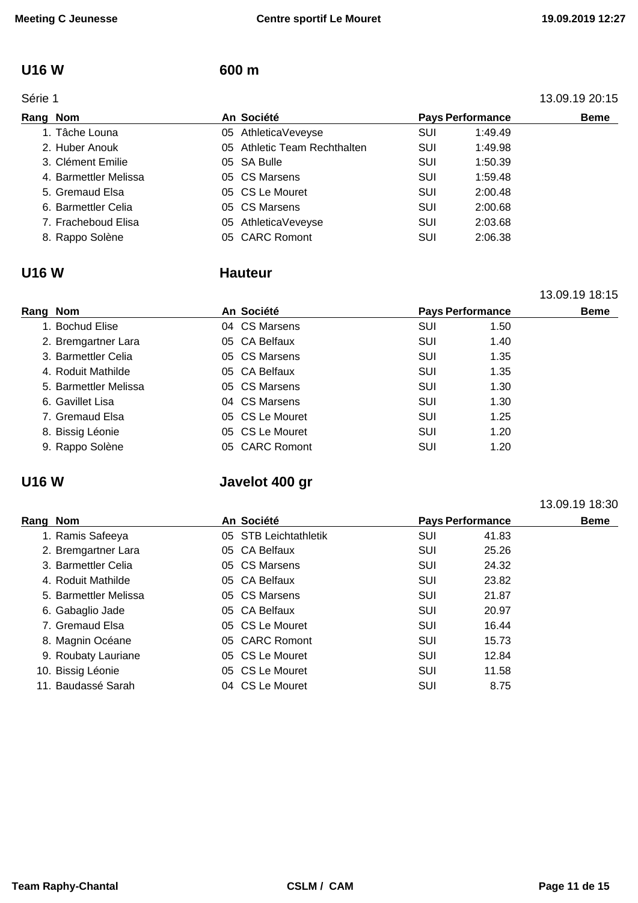## U16 W — 600 m

Série 1 — 13.09.19 20:15

| Rang | Nom | An | Société | Pays | Performance | Beme |
|---|---|---|---|---|---|---|
| 1. | Tâche Louna | 05 | AthleticaVeveyse | SUI | 1:49.49 | |
| 2. | Huber Anouk | 05 | Athletic Team Rechthalten | SUI | 1:49.98 | |
| 3. | Clément Emilie | 05 | SA Bulle | SUI | 1:50.39 | |
| 4. | Barmettler Melissa | 05 | CS Marsens | SUI | 1:59.48 | |
| 5. | Gremaud Elsa | 05 | CS Le Mouret | SUI | 2:00.48 | |
| 6. | Barmettler Celia | 05 | CS Marsens | SUI | 2:00.68 | |
| 7. | Fracheboud Elisa | 05 | AthleticaVeveyse | SUI | 2:03.68 | |
| 8. | Rappo Solène | 05 | CARC Romont | SUI | 2:06.38 | |

## U16 W — Hauteur

13.09.19 18:15

| Rang | Nom | An | Société | Pays | Performance | Beme |
|---|---|---|---|---|---|---|
| 1. | Bochud Elise | 04 | CS Marsens | SUI | 1.50 | |
| 2. | Bremgartner Lara | 05 | CA Belfaux | SUI | 1.40 | |
| 3. | Barmettler Celia | 05 | CS Marsens | SUI | 1.35 | |
| 4. | Roduit Mathilde | 05 | CA Belfaux | SUI | 1.35 | |
| 5. | Barmettler Melissa | 05 | CS Marsens | SUI | 1.30 | |
| 6. | Gavillet Lisa | 04 | CS Marsens | SUI | 1.30 | |
| 7. | Gremaud Elsa | 05 | CS Le Mouret | SUI | 1.25 | |
| 8. | Bissig Léonie | 05 | CS Le Mouret | SUI | 1.20 | |
| 9. | Rappo Solène | 05 | CARC Romont | SUI | 1.20 | |

## U16 W — Javelot 400 gr

13.09.19 18:30

| Rang | Nom | An | Société | Pays | Performance | Beme |
|---|---|---|---|---|---|---|
| 1. | Ramis Safeeya | 05 | STB Leichtathletik | SUI | 41.83 | |
| 2. | Bremgartner Lara | 05 | CA Belfaux | SUI | 25.26 | |
| 3. | Barmettler Celia | 05 | CS Marsens | SUI | 24.32 | |
| 4. | Roduit Mathilde | 05 | CA Belfaux | SUI | 23.82 | |
| 5. | Barmettler Melissa | 05 | CS Marsens | SUI | 21.87 | |
| 6. | Gabaglio Jade | 05 | CA Belfaux | SUI | 20.97 | |
| 7. | Gremaud Elsa | 05 | CS Le Mouret | SUI | 16.44 | |
| 8. | Magnin Océane | 05 | CARC Romont | SUI | 15.73 | |
| 9. | Roubaty Lauriane | 05 | CS Le Mouret | SUI | 12.84 | |
| 10. | Bissig Léonie | 05 | CS Le Mouret | SUI | 11.58 | |
| 11. | Baudassé Sarah | 04 | CS Le Mouret | SUI | 8.75 | |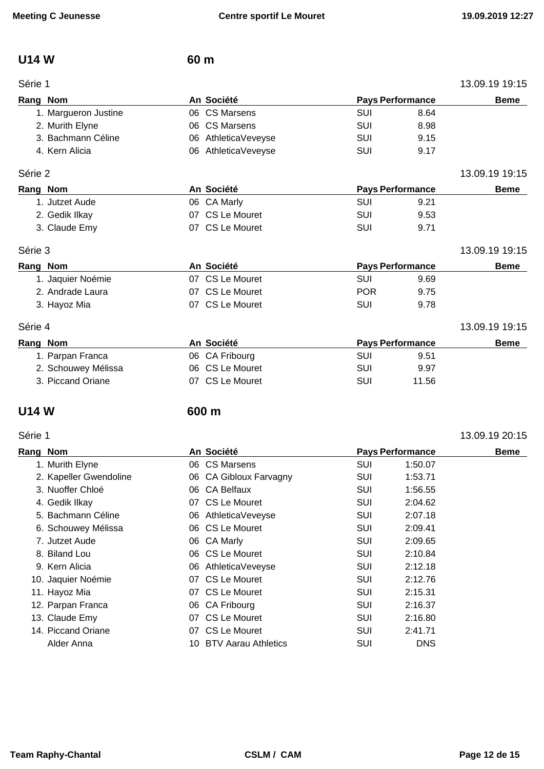## U14 W 60 m

Série 1 — 13.09.19 19:15

| Rang | Nom | An | Société | Pays | Performance | Beme |
|---|---|---|---|---|---|---|
| 1. | Margueron Justine | 06 | CS Marsens | SUI | 8.64 | |
| 2. | Murith Elyne | 06 | CS Marsens | SUI | 8.98 | |
| 3. | Bachmann Céline | 06 | AthleticaVeveyse | SUI | 9.15 | |
| 4. | Kern Alicia | 06 | AthleticaVeveyse | SUI | 9.17 | |

Série 2 — 13.09.19 19:15

| Rang | Nom | An | Société | Pays | Performance | Beme |
|---|---|---|---|---|---|---|
| 1. | Jutzet Aude | 06 | CA Marly | SUI | 9.21 | |
| 2. | Gedik Ilkay | 07 | CS Le Mouret | SUI | 9.53 | |
| 3. | Claude Emy | 07 | CS Le Mouret | SUI | 9.71 | |

Série 3 — 13.09.19 19:15

| Rang | Nom | An | Société | Pays | Performance | Beme |
|---|---|---|---|---|---|---|
| 1. | Jaquier Noémie | 07 | CS Le Mouret | SUI | 9.69 | |
| 2. | Andrade Laura | 07 | CS Le Mouret | POR | 9.75 | |
| 3. | Hayoz Mia | 07 | CS Le Mouret | SUI | 9.78 | |

Série 4 — 13.09.19 19:15

| Rang | Nom | An | Société | Pays | Performance | Beme |
|---|---|---|---|---|---|---|
| 1. | Parpan Franca | 06 | CA Fribourg | SUI | 9.51 | |
| 2. | Schouwey Mélissa | 06 | CS Le Mouret | SUI | 9.97 | |
| 3. | Piccand Oriane | 07 | CS Le Mouret | SUI | 11.56 | |

## U14 W 600 m

Série 1 — 13.09.19 20:15

| Rang | Nom | An | Société | Pays | Performance | Beme |
|---|---|---|---|---|---|---|
| 1. | Murith Elyne | 06 | CS Marsens | SUI | 1:50.07 | |
| 2. | Kapeller Gwendoline | 06 | CA Gibloux Farvagny | SUI | 1:53.71 | |
| 3. | Nuoffer Chloé | 06 | CA Belfaux | SUI | 1:56.55 | |
| 4. | Gedik Ilkay | 07 | CS Le Mouret | SUI | 2:04.62 | |
| 5. | Bachmann Céline | 06 | AthleticaVeveyse | SUI | 2:07.18 | |
| 6. | Schouwey Mélissa | 06 | CS Le Mouret | SUI | 2:09.41 | |
| 7. | Jutzet Aude | 06 | CA Marly | SUI | 2:09.65 | |
| 8. | Biland Lou | 06 | CS Le Mouret | SUI | 2:10.84 | |
| 9. | Kern Alicia | 06 | AthleticaVeveyse | SUI | 2:12.18 | |
| 10. | Jaquier Noémie | 07 | CS Le Mouret | SUI | 2:12.76 | |
| 11. | Hayoz Mia | 07 | CS Le Mouret | SUI | 2:15.31 | |
| 12. | Parpan Franca | 06 | CA Fribourg | SUI | 2:16.37 | |
| 13. | Claude Emy | 07 | CS Le Mouret | SUI | 2:16.80 | |
| 14. | Piccand Oriane | 07 | CS Le Mouret | SUI | 2:41.71 | |
| | Alder Anna | 10 | BTV Aarau Athletics | SUI | DNS | |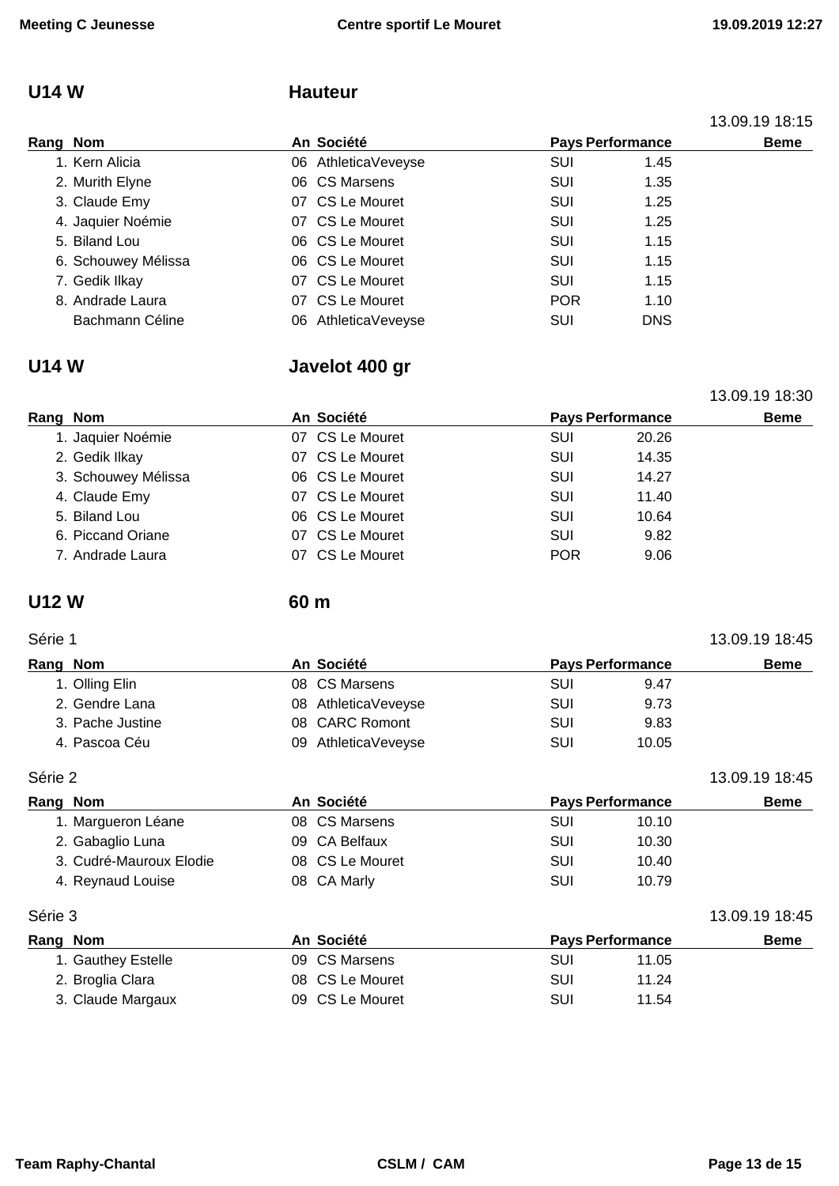## U14 W — Hauteur

13.09.19 18:15

| Rang | Nom | An | Société | Pays | Performance | Beme |
|---|---|---|---|---|---|---|
| 1. | Kern Alicia | 06 | AthleticaVeveyse | SUI | 1.45 | |
| 2. | Murith Elyne | 06 | CS Marsens | SUI | 1.35 | |
| 3. | Claude Emy | 07 | CS Le Mouret | SUI | 1.25 | |
| 4. | Jaquier Noémie | 07 | CS Le Mouret | SUI | 1.25 | |
| 5. | Biland Lou | 06 | CS Le Mouret | SUI | 1.15 | |
| 6. | Schouwey Mélissa | 06 | CS Le Mouret | SUI | 1.15 | |
| 7. | Gedik Ilkay | 07 | CS Le Mouret | SUI | 1.15 | |
| 8. | Andrade Laura | 07 | CS Le Mouret | POR | 1.10 | |
| | Bachmann Céline | 06 | AthleticaVeveyse | SUI | DNS | |

## U14 W — Javelot 400 gr

13.09.19 18:30

| Rang | Nom | An | Société | Pays | Performance | Beme |
|---|---|---|---|---|---|---|
| 1. | Jaquier Noémie | 07 | CS Le Mouret | SUI | 20.26 | |
| 2. | Gedik Ilkay | 07 | CS Le Mouret | SUI | 14.35 | |
| 3. | Schouwey Mélissa | 06 | CS Le Mouret | SUI | 14.27 | |
| 4. | Claude Emy | 07 | CS Le Mouret | SUI | 11.40 | |
| 5. | Biland Lou | 06 | CS Le Mouret | SUI | 10.64 | |
| 6. | Piccand Oriane | 07 | CS Le Mouret | SUI | 9.82 | |
| 7. | Andrade Laura | 07 | CS Le Mouret | POR | 9.06 | |

## U12 W — 60 m

Série 1 — 13.09.19 18:45

| Rang | Nom | An | Société | Pays | Performance | Beme |
|---|---|---|---|---|---|---|
| 1. | Olling Elin | 08 | CS Marsens | SUI | 9.47 | |
| 2. | Gendre Lana | 08 | AthleticaVeveyse | SUI | 9.73 | |
| 3. | Pache Justine | 08 | CARC Romont | SUI | 9.83 | |
| 4. | Pascoa Céu | 09 | AthleticaVeveyse | SUI | 10.05 | |

Série 2 — 13.09.19 18:45

| Rang | Nom | An | Société | Pays | Performance | Beme |
|---|---|---|---|---|---|---|
| 1. | Margueron Léane | 08 | CS Marsens | SUI | 10.10 | |
| 2. | Gabaglio Luna | 09 | CA Belfaux | SUI | 10.30 | |
| 3. | Cudré-Mauroux Elodie | 08 | CS Le Mouret | SUI | 10.40 | |
| 4. | Reynaud Louise | 08 | CA Marly | SUI | 10.79 | |

Série 3 — 13.09.19 18:45

| Rang | Nom | An | Société | Pays | Performance | Beme |
|---|---|---|---|---|---|---|
| 1. | Gauthey Estelle | 09 | CS Marsens | SUI | 11.05 | |
| 2. | Broglia Clara | 08 | CS Le Mouret | SUI | 11.24 | |
| 3. | Claude Margaux | 09 | CS Le Mouret | SUI | 11.54 | |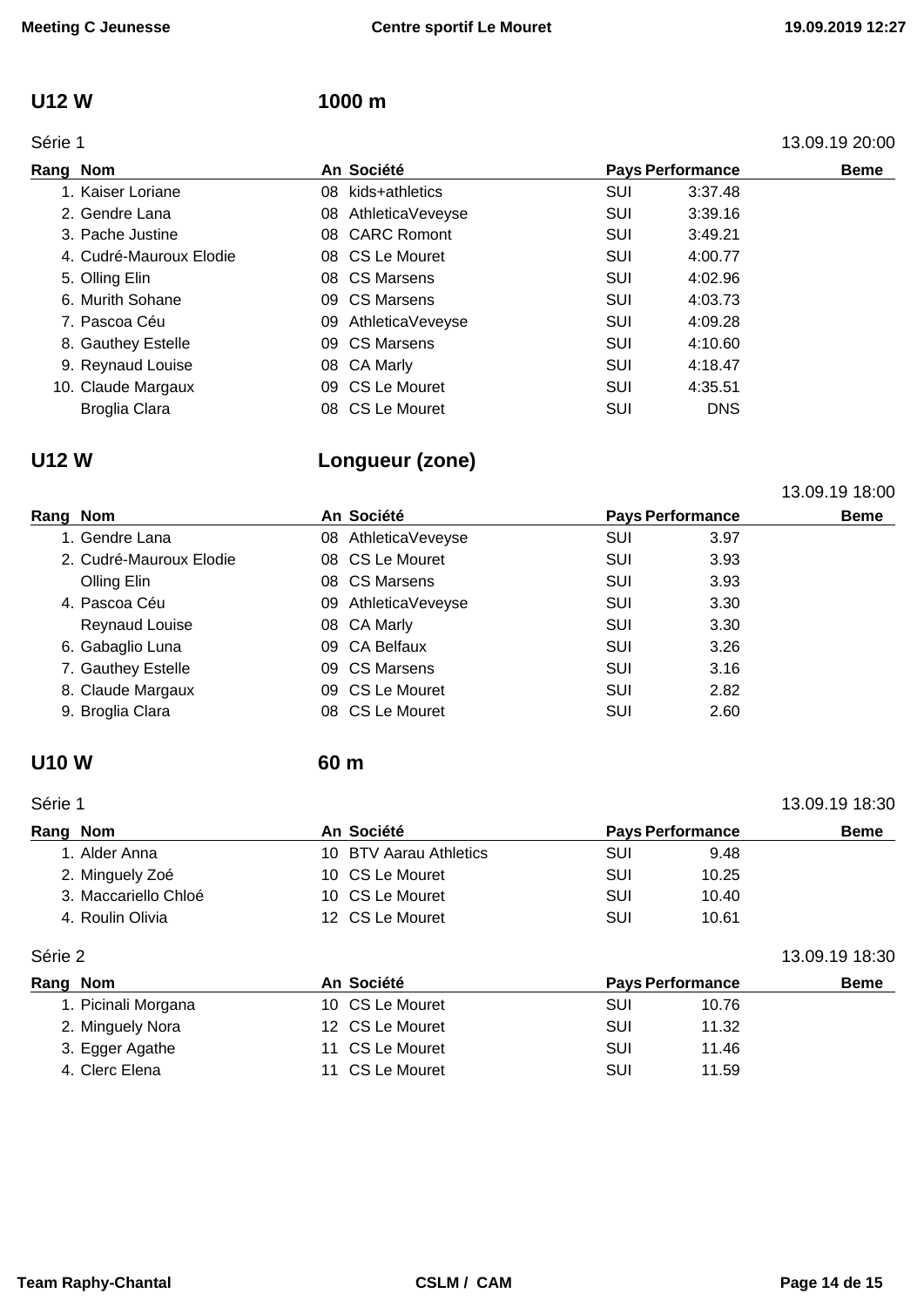## U12 W — 1000 m

Série 1 — 13.09.19 20:00

| Rang | Nom | An | Société | Pays | Performance | Beme |
|---|---|---|---|---|---|---|
| 1. | Kaiser Loriane | 08 | kids+athletics | SUI | 3:37.48 | |
| 2. | Gendre Lana | 08 | AthleticaVeveyse | SUI | 3:39.16 | |
| 3. | Pache Justine | 08 | CARC Romont | SUI | 3:49.21 | |
| 4. | Cudré-Mauroux Elodie | 08 | CS Le Mouret | SUI | 4:00.77 | |
| 5. | Olling Elin | 08 | CS Marsens | SUI | 4:02.96 | |
| 6. | Murith Sohane | 09 | CS Marsens | SUI | 4:03.73 | |
| 7. | Pascoa Céu | 09 | AthleticaVeveyse | SUI | 4:09.28 | |
| 8. | Gauthey Estelle | 09 | CS Marsens | SUI | 4:10.60 | |
| 9. | Reynaud Louise | 08 | CA Marly | SUI | 4:18.47 | |
| 10. | Claude Margaux | 09 | CS Le Mouret | SUI | 4:35.51 | |
| | Broglia Clara | 08 | CS Le Mouret | SUI | DNS | |

## U12 W — Longueur (zone)

13.09.19 18:00

| Rang | Nom | An | Société | Pays | Performance | Beme |
|---|---|---|---|---|---|---|
| 1. | Gendre Lana | 08 | AthleticaVeveyse | SUI | 3.97 | |
| 2. | Cudré-Mauroux Elodie | 08 | CS Le Mouret | SUI | 3.93 | |
| | Olling Elin | 08 | CS Marsens | SUI | 3.93 | |
| 4. | Pascoa Céu | 09 | AthleticaVeveyse | SUI | 3.30 | |
| | Reynaud Louise | 08 | CA Marly | SUI | 3.30 | |
| 6. | Gabaglio Luna | 09 | CA Belfaux | SUI | 3.26 | |
| 7. | Gauthey Estelle | 09 | CS Marsens | SUI | 3.16 | |
| 8. | Claude Margaux | 09 | CS Le Mouret | SUI | 2.82 | |
| 9. | Broglia Clara | 08 | CS Le Mouret | SUI | 2.60 | |

## U10 W — 60 m

Série 1 — 13.09.19 18:30

| Rang | Nom | An | Société | Pays | Performance | Beme |
|---|---|---|---|---|---|---|
| 1. | Alder Anna | 10 | BTV Aarau Athletics | SUI | 9.48 | |
| 2. | Minguely Zoé | 10 | CS Le Mouret | SUI | 10.25 | |
| 3. | Maccariello Chloé | 10 | CS Le Mouret | SUI | 10.40 | |
| 4. | Roulin Olivia | 12 | CS Le Mouret | SUI | 10.61 | |

Série 2 — 13.09.19 18:30

| Rang | Nom | An | Société | Pays | Performance | Beme |
|---|---|---|---|---|---|---|
| 1. | Picinali Morgana | 10 | CS Le Mouret | SUI | 10.76 | |
| 2. | Minguely Nora | 12 | CS Le Mouret | SUI | 11.32 | |
| 3. | Egger Agathe | 11 | CS Le Mouret | SUI | 11.46 | |
| 4. | Clerc Elena | 11 | CS Le Mouret | SUI | 11.59 | |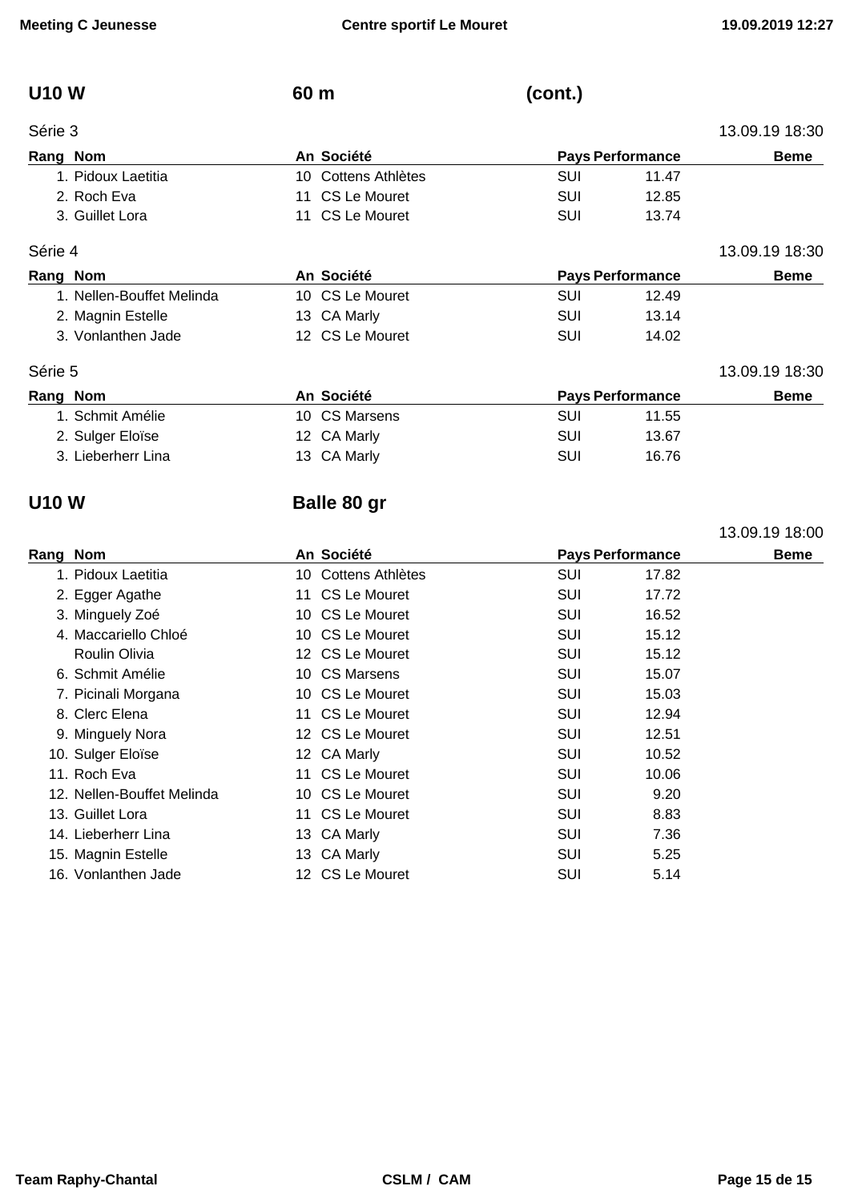## U10 W 60 m (cont.)

Série 3 — 13.09.19 18:30

| Rang | Nom | An | Société | Pays | Performance | Beme |
|---|---|---|---|---|---|---|
| 1. | Pidoux Laetitia | 10 | Cottens Athlètes | SUI | 11.47 | |
| 2. | Roch Eva | 11 | CS Le Mouret | SUI | 12.85 | |
| 3. | Guillet Lora | 11 | CS Le Mouret | SUI | 13.74 | |

Série 4 — 13.09.19 18:30

| Rang | Nom | An | Société | Pays | Performance | Beme |
|---|---|---|---|---|---|---|
| 1. | Nellen-Bouffet Melinda | 10 | CS Le Mouret | SUI | 12.49 | |
| 2. | Magnin Estelle | 13 | CA Marly | SUI | 13.14 | |
| 3. | Vonlanthen Jade | 12 | CS Le Mouret | SUI | 14.02 | |

Série 5 — 13.09.19 18:30

| Rang | Nom | An | Société | Pays | Performance | Beme |
|---|---|---|---|---|---|---|
| 1. | Schmit Amélie | 10 | CS Marsens | SUI | 11.55 | |
| 2. | Sulger Eloïse | 12 | CA Marly | SUI | 13.67 | |
| 3. | Lieberherr Lina | 13 | CA Marly | SUI | 16.76 | |

## U10 W Balle 80 gr

13.09.19 18:00

| Rang | Nom | An | Société | Pays | Performance | Beme |
|---|---|---|---|---|---|---|
| 1. | Pidoux Laetitia | 10 | Cottens Athlètes | SUI | 17.82 | |
| 2. | Egger Agathe | 11 | CS Le Mouret | SUI | 17.72 | |
| 3. | Minguely Zoé | 10 | CS Le Mouret | SUI | 16.52 | |
| 4. | Maccariello Chloé | 10 | CS Le Mouret | SUI | 15.12 | |
| | Roulin Olivia | 12 | CS Le Mouret | SUI | 15.12 | |
| 6. | Schmit Amélie | 10 | CS Marsens | SUI | 15.07 | |
| 7. | Picinali Morgana | 10 | CS Le Mouret | SUI | 15.03 | |
| 8. | Clerc Elena | 11 | CS Le Mouret | SUI | 12.94 | |
| 9. | Minguely Nora | 12 | CS Le Mouret | SUI | 12.51 | |
| 10. | Sulger Eloïse | 12 | CA Marly | SUI | 10.52 | |
| 11. | Roch Eva | 11 | CS Le Mouret | SUI | 10.06 | |
| 12. | Nellen-Bouffet Melinda | 10 | CS Le Mouret | SUI | 9.20 | |
| 13. | Guillet Lora | 11 | CS Le Mouret | SUI | 8.83 | |
| 14. | Lieberherr Lina | 13 | CA Marly | SUI | 7.36 | |
| 15. | Magnin Estelle | 13 | CA Marly | SUI | 5.25 | |
| 16. | Vonlanthen Jade | 12 | CS Le Mouret | SUI | 5.14 | |